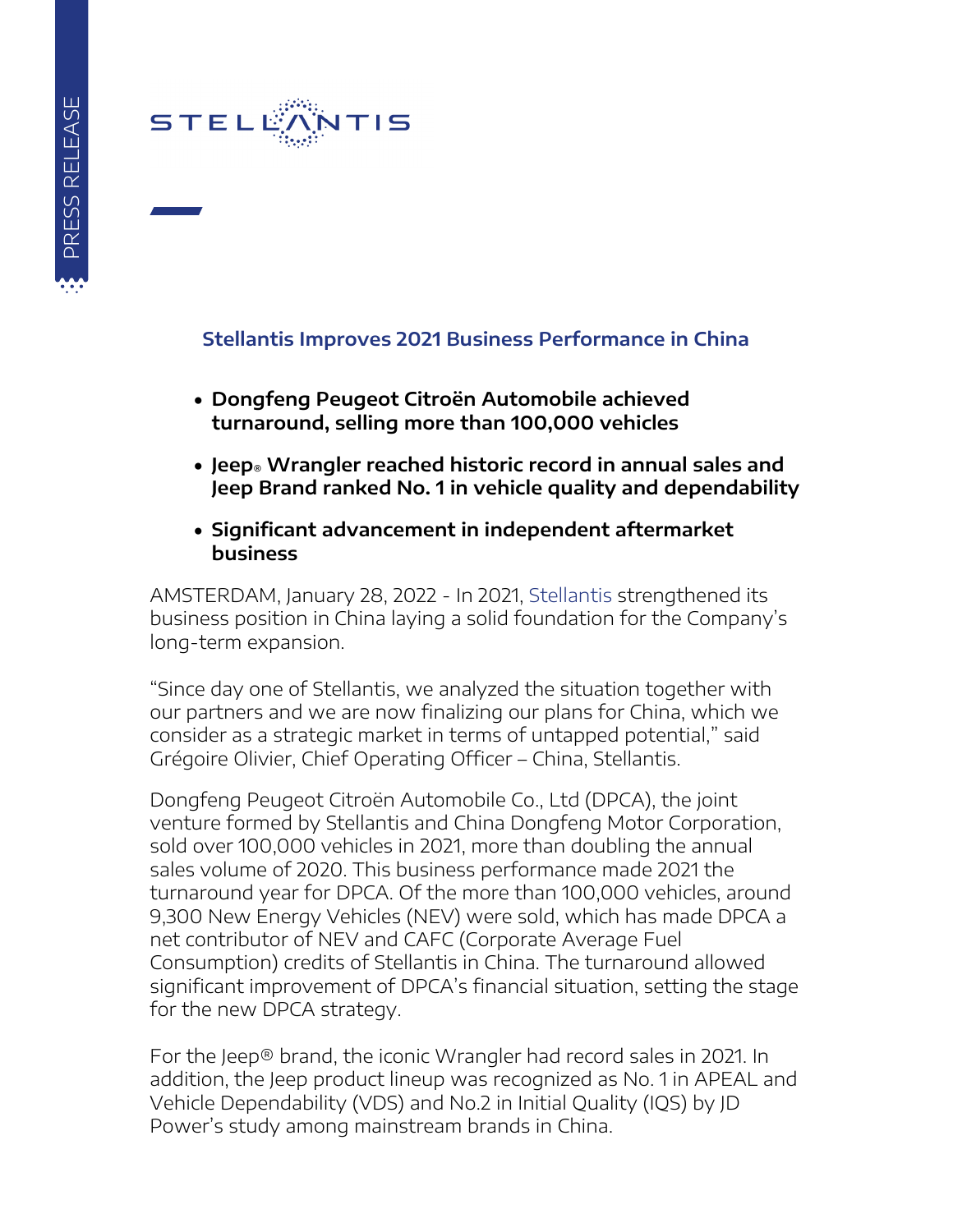# Stellantis Improves 2021 Business Performance in China

- **Dongfeng Peugeot Citroën Automobile achieved turnaround, selling more than 100,000 vehicles**
- **Jeep® Wrangler reached historic record in annual sales and Jeep Brand ranked No. 1 in vehicle quality and dependability**
- **Significant advancement in independent aftermarket business**

AMSTERDAM, January 28, 2022 - In 2021, Stellantis strengthened its business position in China laying a solid foundation for the Company's long-term expansion.

"Since day one of Stellantis, we analyzed the situation together with our partners and we are now finalizing our plans for China, which we consider as a strategic market in terms of untapped potential," said Grégoire Olivier, Chief Operating Officer – China, Stellantis.

Dongfeng Peugeot Citroën Automobile Co., Ltd (DPCA), the joint venture formed by Stellantis and China Dongfeng Motor Corporation, sold over 100,000 vehicles in 2021, more than doubling the annual sales volume of 2020. This business performance made 2021 the turnaround year for DPCA. Of the more than 100,000 vehicles, around 9,300 New Energy Vehicles (NEV) were sold, which has made DPCA a net contributor of NEV and CAFC (Corporate Average Fuel Consumption) credits of Stellantis in China. The turnaround allowed significant improvement of DPCA's financial situation, setting the stage for the new DPCA strategy.

For the Jeep® brand, the iconic Wrangler had record sales in 2021. In addition, the Jeep product lineup was recognized as No. 1 in APEAL and Vehicle Dependability (VDS) and No.2 in Initial Quality (IQS) by JD Power's study among mainstream brands in China.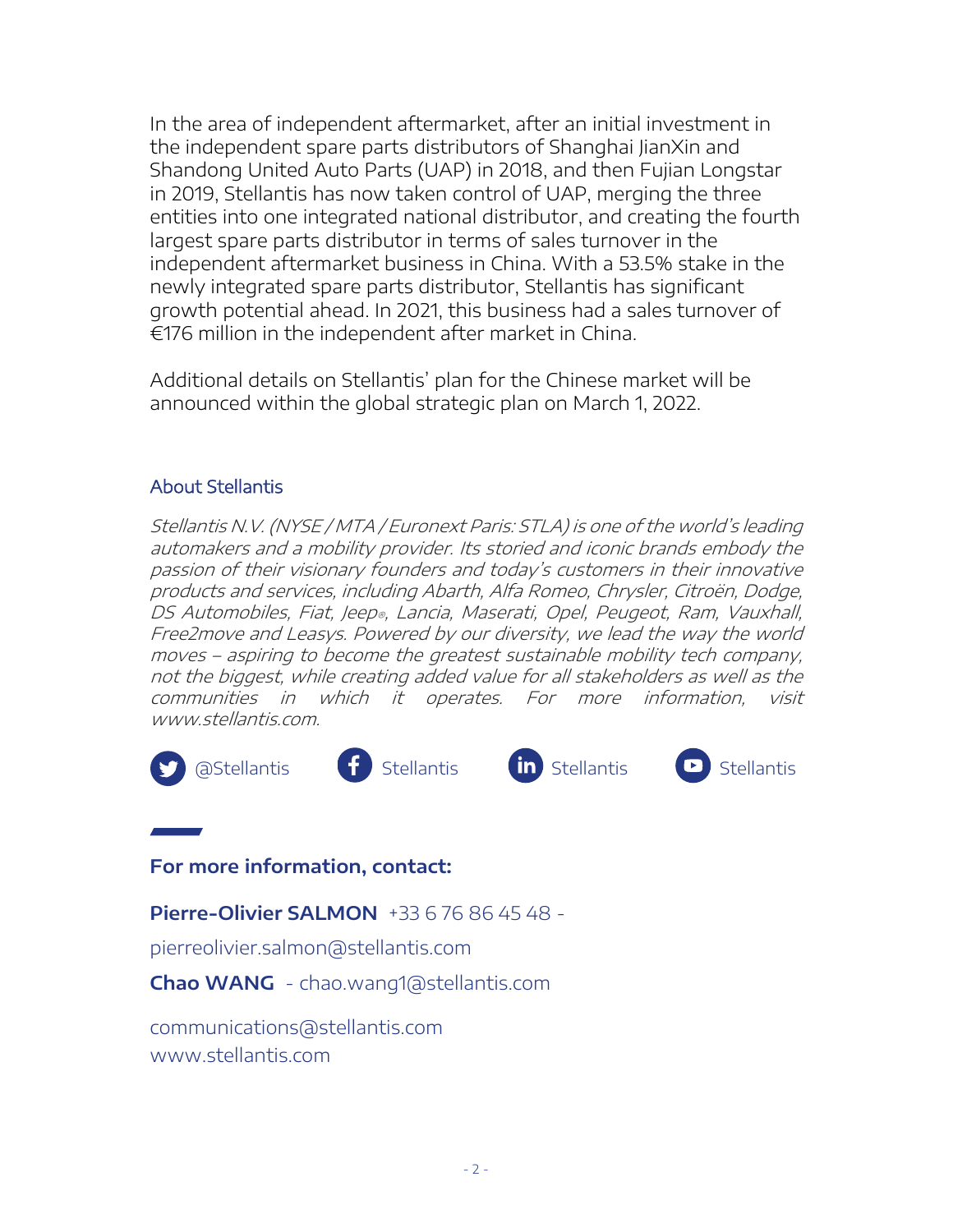In the area of independent aftermarket, after an initial investment in the independent spare parts distributors of Shanghai JianXin and Shandong United Auto Parts (UAP) in 2018, and then Fujian Longstar in 2019, Stellantis has now taken control of UAP, merging the three entities into one integrated national distributor, and creating the fourth largest spare parts distributor in terms of sales turnover in the independent aftermarket business in China. With a 53.5% stake in the newly integrated spare parts distributor, Stellantis has significant growth potential ahead. In 2021, this business had a sales turnover of €176 million in the independent after market in China.

Additional details on Stellantis' plan for the Chinese market will be announced within the global strategic plan on March 1, 2022.

## About Stellantis

*Stellantis N.V. (NYSE / MTA / Euronext Paris: STLA) is one of the world's leading automakers and a mobility provider. Its storied and iconic brands embody the passion of their visionary founders and today's customers in their innovative products and services, including Abarth, Alfa Romeo, Chrysler, Citroën, Dodge, DS Automobiles, Fiat, Jeep®, Lancia, Maserati, Opel, Peugeot, Ram, Vauxhall, Free2move and Leasys. Powered by our diversity, we lead the way the world moves – aspiring to become the greatest sustainable mobility tech company, not the biggest, while creating added value for all stakeholders as well as the communities in which it operates. For more information, visit www.stellantis.com.*

@Stellantis  Stellantis  Stellantis  Stellantis

**For more information, contact:**

**Pierre-Olivier SALMON** +33 6 76 86 45 48 - pierreolivier.salmon@stellantis.com

**Chao WANG** - chao.wang1@stellantis.com

communications@stellantis.com
www.stellantis.com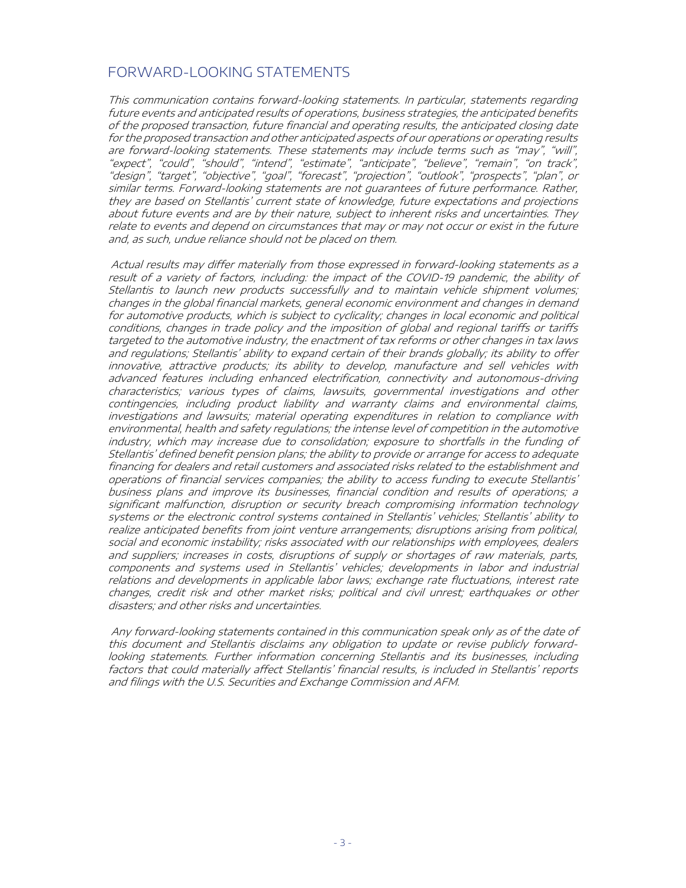## FORWARD-LOOKING STATEMENTS

*This communication contains forward-looking statements. In particular, statements regarding future events and anticipated results of operations, business strategies, the anticipated benefits of the proposed transaction, future financial and operating results, the anticipated closing date for the proposed transaction and other anticipated aspects of our operations or operating results are forward-looking statements. These statements may include terms such as "may", "will", "expect", "could", "should", "intend", "estimate", "anticipate", "believe", "remain", "on track", "design", "target", "objective", "goal", "forecast", "projection", "outlook", "prospects", "plan", or similar terms. Forward-looking statements are not guarantees of future performance. Rather, they are based on Stellantis' current state of knowledge, future expectations and projections about future events and are by their nature, subject to inherent risks and uncertainties. They relate to events and depend on circumstances that may or may not occur or exist in the future and, as such, undue reliance should not be placed on them.*

*Actual results may differ materially from those expressed in forward-looking statements as a result of a variety of factors, including: the impact of the COVID-19 pandemic, the ability of Stellantis to launch new products successfully and to maintain vehicle shipment volumes; changes in the global financial markets, general economic environment and changes in demand for automotive products, which is subject to cyclicality; changes in local economic and political conditions, changes in trade policy and the imposition of global and regional tariffs or tariffs targeted to the automotive industry, the enactment of tax reforms or other changes in tax laws and regulations; Stellantis' ability to expand certain of their brands globally; its ability to offer innovative, attractive products; its ability to develop, manufacture and sell vehicles with advanced features including enhanced electrification, connectivity and autonomous-driving characteristics; various types of claims, lawsuits, governmental investigations and other contingencies, including product liability and warranty claims and environmental claims, investigations and lawsuits; material operating expenditures in relation to compliance with environmental, health and safety regulations; the intense level of competition in the automotive industry, which may increase due to consolidation; exposure to shortfalls in the funding of Stellantis' defined benefit pension plans; the ability to provide or arrange for access to adequate financing for dealers and retail customers and associated risks related to the establishment and operations of financial services companies; the ability to access funding to execute Stellantis' business plans and improve its businesses, financial condition and results of operations; a significant malfunction, disruption or security breach compromising information technology systems or the electronic control systems contained in Stellantis' vehicles; Stellantis' ability to realize anticipated benefits from joint venture arrangements; disruptions arising from political, social and economic instability; risks associated with our relationships with employees, dealers and suppliers; increases in costs, disruptions of supply or shortages of raw materials, parts, components and systems used in Stellantis' vehicles; developments in labor and industrial relations and developments in applicable labor laws; exchange rate fluctuations, interest rate changes, credit risk and other market risks; political and civil unrest; earthquakes or other disasters; and other risks and uncertainties.*

*Any forward-looking statements contained in this communication speak only as of the date of this document and Stellantis disclaims any obligation to update or revise publicly forward-looking statements. Further information concerning Stellantis and its businesses, including factors that could materially affect Stellantis' financial results, is included in Stellantis' reports and filings with the U.S. Securities and Exchange Commission and AFM.*